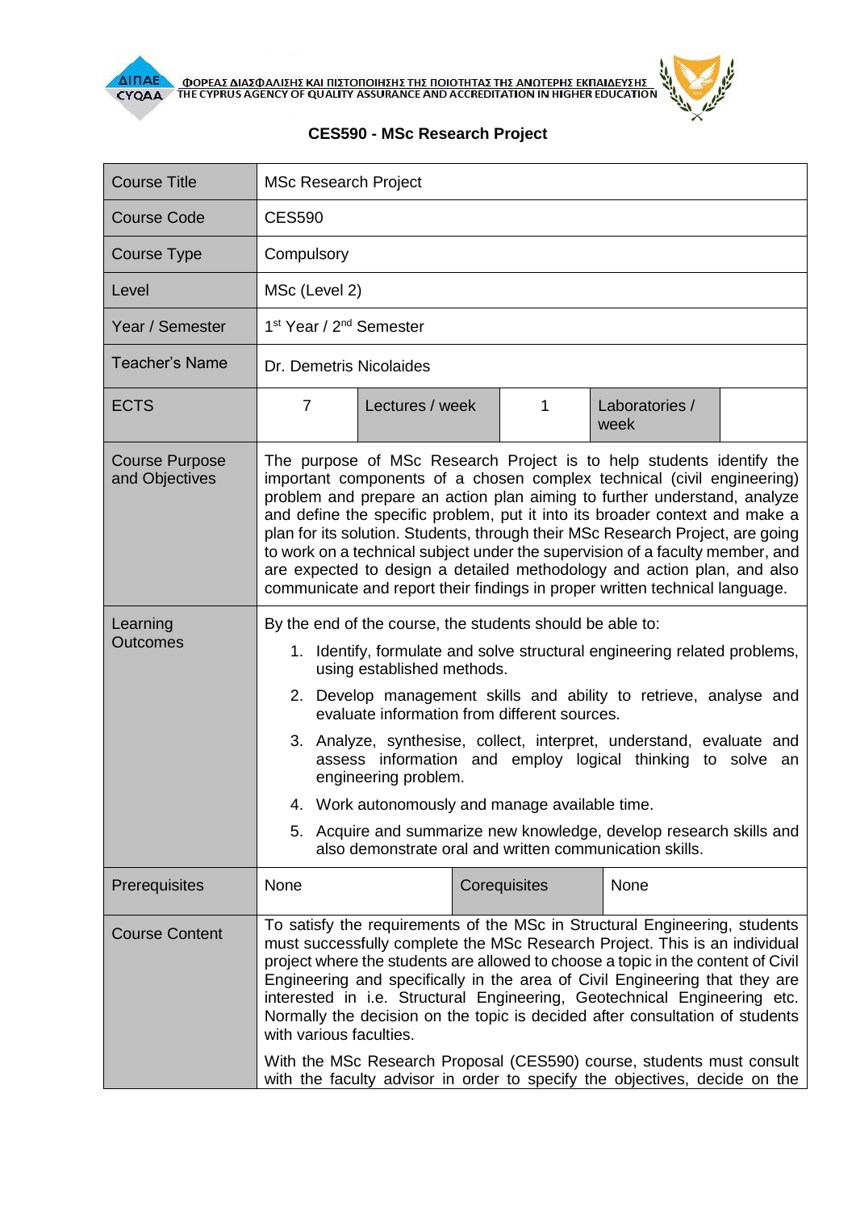ΦΟΡΕΑΣ ΔΙΑΣΦΑΛΙΣΗΣ ΚΑΙ ΠΙΣΤΟΠΟΙΗΣΗΣ ΤΗΣ ΠΟΙΟΤΗΤΑΣ ΤΗΣ ΑΝΩΤΕΡΗΣ ΕΚΠΑΙΔΕΥΣΗΣ
THE CYPRUS AGENCY OF QUALITY ASSURANCE AND ACCREDITATION IN HIGHER EDUCATION

# CES590 - MSc Research Project

| Course Title | MSc Research Project | | | | |
|---|---|---|---|---|---|
| Course Code | CES590 | | | | |
| Course Type | Compulsory | | | | |
| Level | MSc (Level 2) | | | | |
| Year / Semester | 1st Year / 2nd Semester | | | | |
| Teacher's Name | Dr. Demetris Nicolaides | | | | |
| ECTS | 7 | Lectures / week | 1 | Laboratories / week | |
| Course Purpose and Objectives | The purpose of MSc Research Project is to help students identify the important components of a chosen complex technical (civil engineering) problem and prepare an action plan aiming to further understand, analyze and define the specific problem, put it into its broader context and make a plan for its solution. Students, through their MSc Research Project, are going to work on a technical subject under the supervision of a faculty member, and are expected to design a detailed methodology and action plan, and also communicate and report their findings in proper written technical language. | | | | |
| Learning Outcomes | By the end of the course, the students should be able to:<br>1. Identify, formulate and solve structural engineering related problems, using established methods.<br>2. Develop management skills and ability to retrieve, analyse and evaluate information from different sources.<br>3. Analyze, synthesise, collect, interpret, understand, evaluate and assess information and employ logical thinking to solve an engineering problem.<br>4. Work autonomously and manage available time.<br>5. Acquire and summarize new knowledge, develop research skills and also demonstrate oral and written communication skills. | | | | |
| Prerequisites | None | Corequisites | None | | |
| Course Content | To satisfy the requirements of the MSc in Structural Engineering, students must successfully complete the MSc Research Project. This is an individual project where the students are allowed to choose a topic in the content of Civil Engineering and specifically in the area of Civil Engineering that they are interested in i.e. Structural Engineering, Geotechnical Engineering etc. Normally the decision on the topic is decided after consultation of students with various faculties.<br><br>With the MSc Research Proposal (CES590) course, students must consult with the faculty advisor in order to specify the objectives, decide on the | | | | |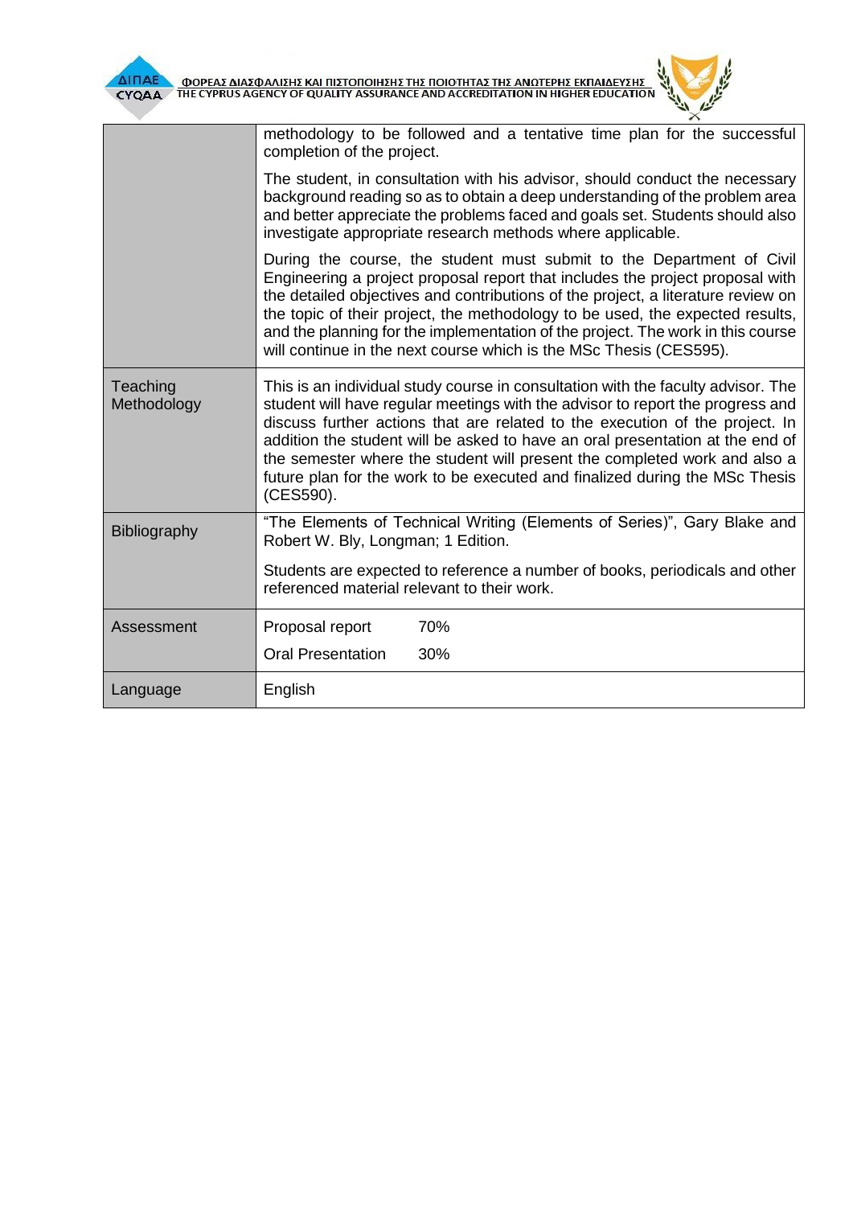| | |
|---|---|
| | methodology to be followed and a tentative time plan for the successful completion of the project.<br><br>The student, in consultation with his advisor, should conduct the necessary background reading so as to obtain a deep understanding of the problem area and better appreciate the problems faced and goals set. Students should also investigate appropriate research methods where applicable.<br><br>During the course, the student must submit to the Department of Civil Engineering a project proposal report that includes the project proposal with the detailed objectives and contributions of the project, a literature review on the topic of their project, the methodology to be used, the expected results, and the planning for the implementation of the project. The work in this course will continue in the next course which is the MSc Thesis (CES595). |
| Teaching Methodology | This is an individual study course in consultation with the faculty advisor. The student will have regular meetings with the advisor to report the progress and discuss further actions that are related to the execution of the project. In addition the student will be asked to have an oral presentation at the end of the semester where the student will present the completed work and also a future plan for the work to be executed and finalized during the MSc Thesis (CES590). |
| Bibliography | "The Elements of Technical Writing (Elements of Series)", Gary Blake and Robert W. Bly, Longman; 1 Edition.<br><br>Students are expected to reference a number of books, periodicals and other referenced material relevant to their work. |
| Assessment | Proposal report 70%<br>Oral Presentation 30% |
| Language | English |